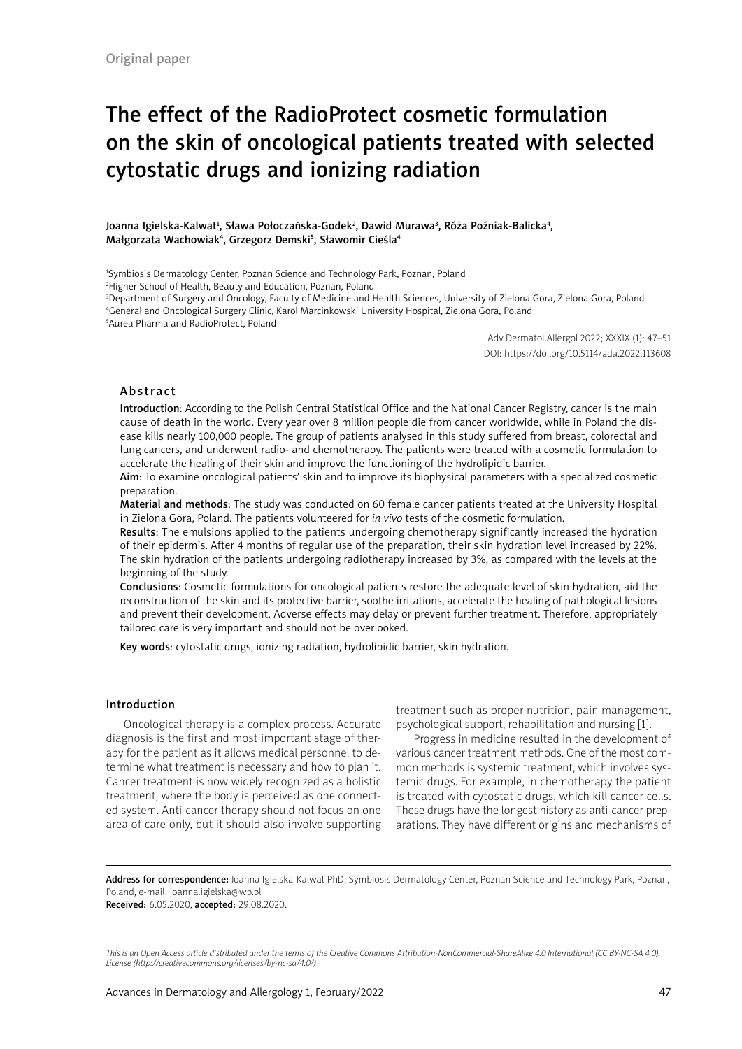Original paper

# The effect of the RadioProtect cosmetic formulation on the skin of oncological patients treated with selected cytostatic drugs and ionizing radiation

Joanna Igielska-Kalwat[1], Sława Połoczańska-Godek[2], Dawid Murawa[3], Róża Poźniak-Balicka[4], Małgorzata Wachowiak[4], Grzegorz Demski[5], Sławomir Cieśla[4]

[1]Symbiosis Dermatology Center, Poznan Science and Technology Park, Poznan, Poland
[2]Higher School of Health, Beauty and Education, Poznan, Poland
[3]Department of Surgery and Oncology, Faculty of Medicine and Health Sciences, University of Zielona Gora, Zielona Gora, Poland
[4]General and Oncological Surgery Clinic, Karol Marcinkowski University Hospital, Zielona Gora, Poland
[5]Aurea Pharma and RadioProtect, Poland

Adv Dermatol Allergol 2022; XXXIX (1): 47–51
DOI: https://doi.org/10.5114/ada.2022.113608

## Abstract

**Introduction**: According to the Polish Central Statistical Office and the National Cancer Registry, cancer is the main cause of death in the world. Every year over 8 million people die from cancer worldwide, while in Poland the disease kills nearly 100,000 people. The group of patients analysed in this study suffered from breast, colorectal and lung cancers, and underwent radio- and chemotherapy. The patients were treated with a cosmetic formulation to accelerate the healing of their skin and improve the functioning of the hydrolipidic barrier.

**Aim**: To examine oncological patients' skin and to improve its biophysical parameters with a specialized cosmetic preparation.

**Material and methods**: The study was conducted on 60 female cancer patients treated at the University Hospital in Zielona Gora, Poland. The patients volunteered for *in vivo* tests of the cosmetic formulation.

**Results**: The emulsions applied to the patients undergoing chemotherapy significantly increased the hydration of their epidermis. After 4 months of regular use of the preparation, their skin hydration level increased by 22%. The skin hydration of the patients undergoing radiotherapy increased by 3%, as compared with the levels at the beginning of the study.

**Conclusions**: Cosmetic formulations for oncological patients restore the adequate level of skin hydration, aid the reconstruction of the skin and its protective barrier, soothe irritations, accelerate the healing of pathological lesions and prevent their development. Adverse effects may delay or prevent further treatment. Therefore, appropriately tailored care is very important and should not be overlooked.

**Key words**: cytostatic drugs, ionizing radiation, hydrolipidic barrier, skin hydration.

## Introduction

Oncological therapy is a complex process. Accurate diagnosis is the first and most important stage of therapy for the patient as it allows medical personnel to determine what treatment is necessary and how to plan it. Cancer treatment is now widely recognized as a holistic treatment, where the body is perceived as one connected system. Anti-cancer therapy should not focus on one area of care only, but it should also involve supporting treatment such as proper nutrition, pain management, psychological support, rehabilitation and nursing [1].

Progress in medicine resulted in the development of various cancer treatment methods. One of the most common methods is systemic treatment, which involves systemic drugs. For example, in chemotherapy the patient is treated with cytostatic drugs, which kill cancer cells. These drugs have the longest history as anti-cancer preparations. They have different origins and mechanisms of

**Address for correspondence:** Joanna Igielska-Kalwat PhD, Symbiosis Dermatology Center, Poznan Science and Technology Park, Poznan, Poland, e-mail: joanna.igielska@wp.pl
**Received:** 6.05.2020, **accepted:** 29.08.2020.

*This is an Open Access article distributed under the terms of the Creative Commons Attribution-NonCommercial-ShareAlike 4.0 International (CC BY-NC-SA 4.0). License (http://creativecommons.org/licenses/by-nc-sa/4.0/)*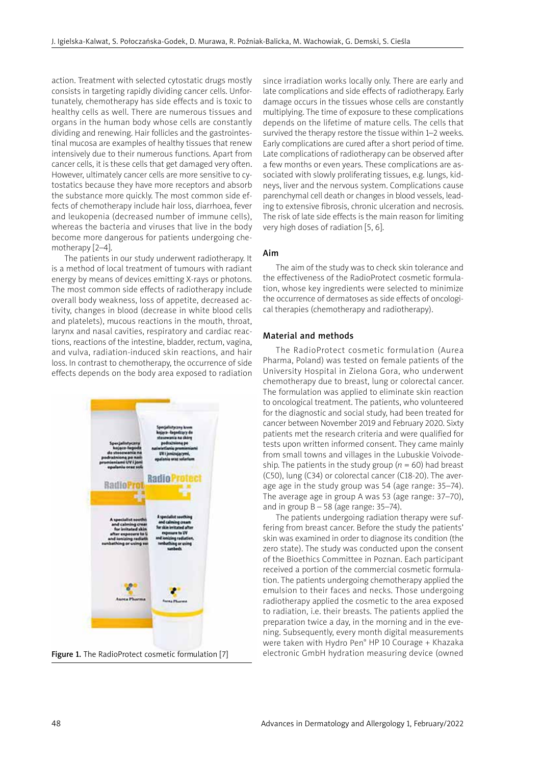action. Treatment with selected cytostatic drugs mostly consists in targeting rapidly dividing cancer cells. Unfortunately, chemotherapy has side effects and is toxic to healthy cells as well. There are numerous tissues and organs in the human body whose cells are constantly dividing and renewing. Hair follicles and the gastrointestinal mucosa are examples of healthy tissues that renew intensively due to their numerous functions. Apart from cancer cells, it is these cells that get damaged very often. However, ultimately cancer cells are more sensitive to cytostatics because they have more receptors and absorb the substance more quickly. The most common side effects of chemotherapy include hair loss, diarrhoea, fever and leukopenia (decreased number of immune cells), whereas the bacteria and viruses that live in the body become more dangerous for patients undergoing chemotherapy [2–4].

The patients in our study underwent radiotherapy. It is a method of local treatment of tumours with radiant energy by means of devices emitting X-rays or photons. The most common side effects of radiotherapy include overall body weakness, loss of appetite, decreased activity, changes in blood (decrease in white blood cells and platelets), mucous reactions in the mouth, throat, larynx and nasal cavities, respiratory and cardiac reactions, reactions of the intestine, bladder, rectum, vagina, and vulva, radiation-induced skin reactions, and hair loss. In contrast to chemotherapy, the occurrence of side effects depends on the body area exposed to radiation since irradiation works locally only. There are early and late complications and side effects of radiotherapy. Early damage occurs in the tissues whose cells are constantly multiplying. The time of exposure to these complications depends on the lifetime of mature cells. The cells that survived the therapy restore the tissue within 1–2 weeks. Early complications are cured after a short period of time. Late complications of radiotherapy can be observed after a few months or even years. These complications are associated with slowly proliferating tissues, e.g. lungs, kidneys, liver and the nervous system. Complications cause parenchymal cell death or changes in blood vessels, leading to extensive fibrosis, chronic ulceration and necrosis. The risk of late side effects is the main reason for limiting very high doses of radiation [5, 6].

**Figure 1.** The RadioProtect cosmetic formulation [7]

## Aim

The aim of the study was to check skin tolerance and the effectiveness of the RadioProtect cosmetic formulation, whose key ingredients were selected to minimize the occurrence of dermatoses as side effects of oncological therapies (chemotherapy and radiotherapy).

## Material and methods

The RadioProtect cosmetic formulation (Aurea Pharma, Poland) was tested on female patients of the University Hospital in Zielona Gora, who underwent chemotherapy due to breast, lung or colorectal cancer. The formulation was applied to eliminate skin reaction to oncological treatment. The patients, who volunteered for the diagnostic and social study, had been treated for cancer between November 2019 and February 2020. Sixty patients met the research criteria and were qualified for tests upon written informed consent. They came mainly from small towns and villages in the Lubuskie Voivodeship. The patients in the study group ($n$ = 60) had breast (C50), lung (C34) or colorectal cancer (C18-20). The average age in the study group was 54 (age range: 35–74). The average age in group A was 53 (age range: 37–70), and in group B – 58 (age range: 35–74).

The patients undergoing radiation therapy were suffering from breast cancer. Before the study the patients' skin was examined in order to diagnose its condition (the zero state). The study was conducted upon the consent of the Bioethics Committee in Poznan. Each participant received a portion of the commercial cosmetic formulation. The patients undergoing chemotherapy applied the emulsion to their faces and necks. Those undergoing radiotherapy applied the cosmetic to the area exposed to radiation, i.e. their breasts. The patients applied the preparation twice a day, in the morning and in the evening. Subsequently, every month digital measurements were taken with Hydro Pen® HP 10 Courage + Khazaka electronic GmbH hydration measuring device (owned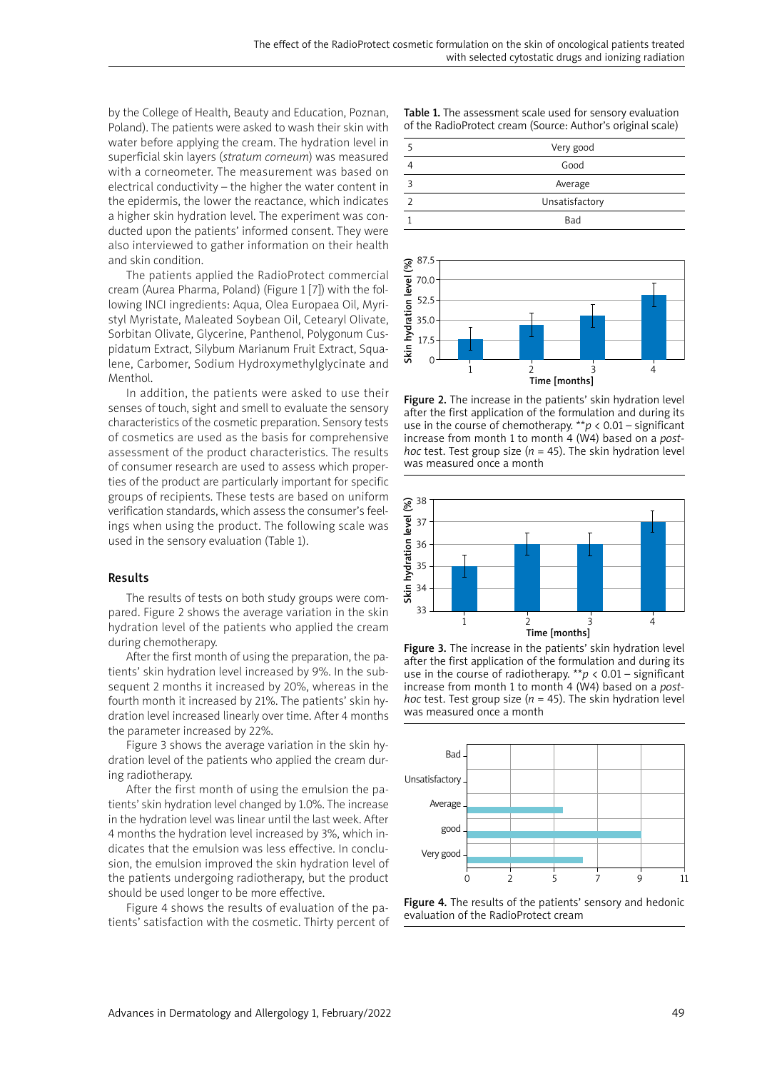by the College of Health, Beauty and Education, Poznan, Poland). The patients were asked to wash their skin with water before applying the cream. The hydration level in superficial skin layers (*stratum corneum*) was measured with a corneometer. The measurement was based on electrical conductivity – the higher the water content in the epidermis, the lower the reactance, which indicates a higher skin hydration level. The experiment was conducted upon the patients' informed consent. They were also interviewed to gather information on their health and skin condition.

The patients applied the RadioProtect commercial cream (Aurea Pharma, Poland) (Figure 1 [7]) with the following INCI ingredients: Aqua, Olea Europaea Oil, Myristyl Myristate, Maleated Soybean Oil, Cetearyl Olivate, Sorbitan Olivate, Glycerine, Panthenol, Polygonum Cuspidatum Extract, Silybum Marianum Fruit Extract, Squalene, Carbomer, Sodium Hydroxymethylglycinate and Menthol.

In addition, the patients were asked to use their senses of touch, sight and smell to evaluate the sensory characteristics of the cosmetic preparation. Sensory tests of cosmetics are used as the basis for comprehensive assessment of the product characteristics. The results of consumer research are used to assess which properties of the product are particularly important for specific groups of recipients. These tests are based on uniform verification standards, which assess the consumer's feelings when using the product. The following scale was used in the sensory evaluation (Table 1).

**Table 1.** The assessment scale used for sensory evaluation of the RadioProtect cream (Source: Author's original scale)

| | |
|---|---|
| 5 | Very good |
| 4 | Good |
| 3 | Average |
| 2 | Unsatisfactory |
| 1 | Bad |

## Results

The results of tests on both study groups were compared. Figure 2 shows the average variation in the skin hydration level of the patients who applied the cream during chemotherapy.

After the first month of using the preparation, the patients' skin hydration level increased by 9%. In the subsequent 2 months it increased by 20%, whereas in the fourth month it increased by 21%. The patients' skin hydration level increased linearly over time. After 4 months the parameter increased by 22%.

Figure 3 shows the average variation in the skin hydration level of the patients who applied the cream during radiotherapy.

After the first month of using the emulsion the patients' skin hydration level changed by 1.0%. The increase in the hydration level was linear until the last week. After 4 months the hydration level increased by 3%, which indicates that the emulsion was less effective. In conclusion, the emulsion improved the skin hydration level of the patients undergoing radiotherapy, but the product should be used longer to be more effective.

Figure 4 shows the results of evaluation of the patients' satisfaction with the cosmetic. Thirty percent of

**Figure 2.** The increase in the patients' skin hydration level after the first application of the formulation and during its use in the course of chemotherapy. $^{**}p < 0.01$ – significant increase from month 1 to month 4 (W4) based on a *post-hoc* test. Test group size ($n$ = 45). The skin hydration level was measured once a month

**Figure 3.** The increase in the patients' skin hydration level after the first application of the formulation and during its use in the course of radiotherapy. $^{**}p < 0.01$ – significant increase from month 1 to month 4 (W4) based on a *post-hoc* test. Test group size ($n$ = 45). The skin hydration level was measured once a month

**Figure 4.** The results of the patients' sensory and hedonic evaluation of the RadioProtect cream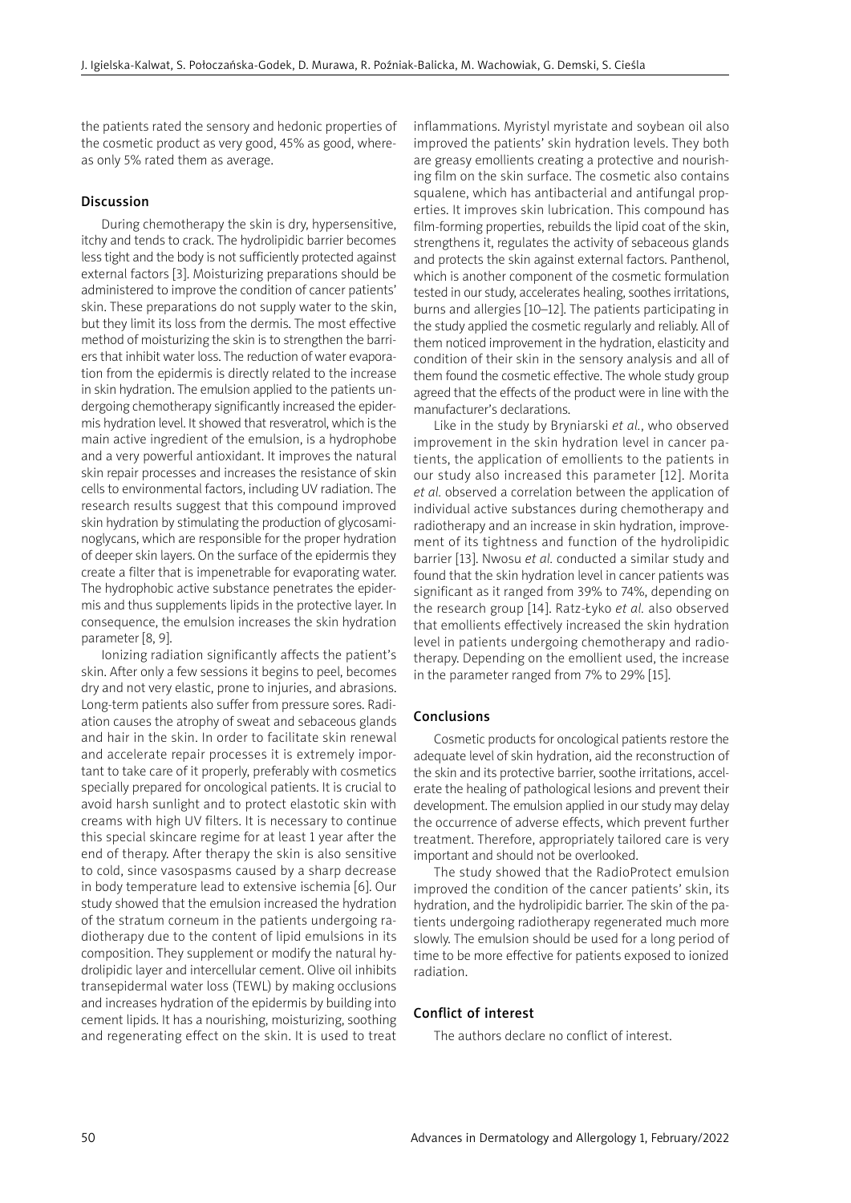the patients rated the sensory and hedonic properties of the cosmetic product as very good, 45% as good, whereas only 5% rated them as average.

## Discussion

During chemotherapy the skin is dry, hypersensitive, itchy and tends to crack. The hydrolipidic barrier becomes less tight and the body is not sufficiently protected against external factors [3]. Moisturizing preparations should be administered to improve the condition of cancer patients' skin. These preparations do not supply water to the skin, but they limit its loss from the dermis. The most effective method of moisturizing the skin is to strengthen the barriers that inhibit water loss. The reduction of water evaporation from the epidermis is directly related to the increase in skin hydration. The emulsion applied to the patients undergoing chemotherapy significantly increased the epidermis hydration level. It showed that resveratrol, which is the main active ingredient of the emulsion, is a hydrophobe and a very powerful antioxidant. It improves the natural skin repair processes and increases the resistance of skin cells to environmental factors, including UV radiation. The research results suggest that this compound improved skin hydration by stimulating the production of glycosaminoglycans, which are responsible for the proper hydration of deeper skin layers. On the surface of the epidermis they create a filter that is impenetrable for evaporating water. The hydrophobic active substance penetrates the epidermis and thus supplements lipids in the protective layer. In consequence, the emulsion increases the skin hydration parameter [8, 9].

Ionizing radiation significantly affects the patient's skin. After only a few sessions it begins to peel, becomes dry and not very elastic, prone to injuries, and abrasions. Long-term patients also suffer from pressure sores. Radiation causes the atrophy of sweat and sebaceous glands and hair in the skin. In order to facilitate skin renewal and accelerate repair processes it is extremely important to take care of it properly, preferably with cosmetics specially prepared for oncological patients. It is crucial to avoid harsh sunlight and to protect elastotic skin with creams with high UV filters. It is necessary to continue this special skincare regime for at least 1 year after the end of therapy. After therapy the skin is also sensitive to cold, since vasospasms caused by a sharp decrease in body temperature lead to extensive ischemia [6]. Our study showed that the emulsion increased the hydration of the stratum corneum in the patients undergoing radiotherapy due to the content of lipid emulsions in its composition. They supplement or modify the natural hydrolipidic layer and intercellular cement. Olive oil inhibits transepidermal water loss (TEWL) by making occlusions and increases hydration of the epidermis by building into cement lipids. It has a nourishing, moisturizing, soothing and regenerating effect on the skin. It is used to treat inflammations. Myristyl myristate and soybean oil also improved the patients' skin hydration levels. They both are greasy emollients creating a protective and nourishing film on the skin surface. The cosmetic also contains squalene, which has antibacterial and antifungal properties. It improves skin lubrication. This compound has film-forming properties, rebuilds the lipid coat of the skin, strengthens it, regulates the activity of sebaceous glands and protects the skin against external factors. Panthenol, which is another component of the cosmetic formulation tested in our study, accelerates healing, soothes irritations, burns and allergies [10–12]. The patients participating in the study applied the cosmetic regularly and reliably. All of them noticed improvement in the hydration, elasticity and condition of their skin in the sensory analysis and all of them found the cosmetic effective. The whole study group agreed that the effects of the product were in line with the manufacturer's declarations.

Like in the study by Bryniarski *et al.*, who observed improvement in the skin hydration level in cancer patients, the application of emollients to the patients in our study also increased this parameter [12]. Morita *et al.* observed a correlation between the application of individual active substances during chemotherapy and radiotherapy and an increase in skin hydration, improvement of its tightness and function of the hydrolipidic barrier [13]. Nwosu *et al.* conducted a similar study and found that the skin hydration level in cancer patients was significant as it ranged from 39% to 74%, depending on the research group [14]. Ratz-Łyko *et al.* also observed that emollients effectively increased the skin hydration level in patients undergoing chemotherapy and radiotherapy. Depending on the emollient used, the increase in the parameter ranged from 7% to 29% [15].

## Conclusions

Cosmetic products for oncological patients restore the adequate level of skin hydration, aid the reconstruction of the skin and its protective barrier, soothe irritations, accelerate the healing of pathological lesions and prevent their development. The emulsion applied in our study may delay the occurrence of adverse effects, which prevent further treatment. Therefore, appropriately tailored care is very important and should not be overlooked.

The study showed that the RadioProtect emulsion improved the condition of the cancer patients' skin, its hydration, and the hydrolipidic barrier. The skin of the patients undergoing radiotherapy regenerated much more slowly. The emulsion should be used for a long period of time to be more effective for patients exposed to ionized radiation.

## Conflict of interest

The authors declare no conflict of interest.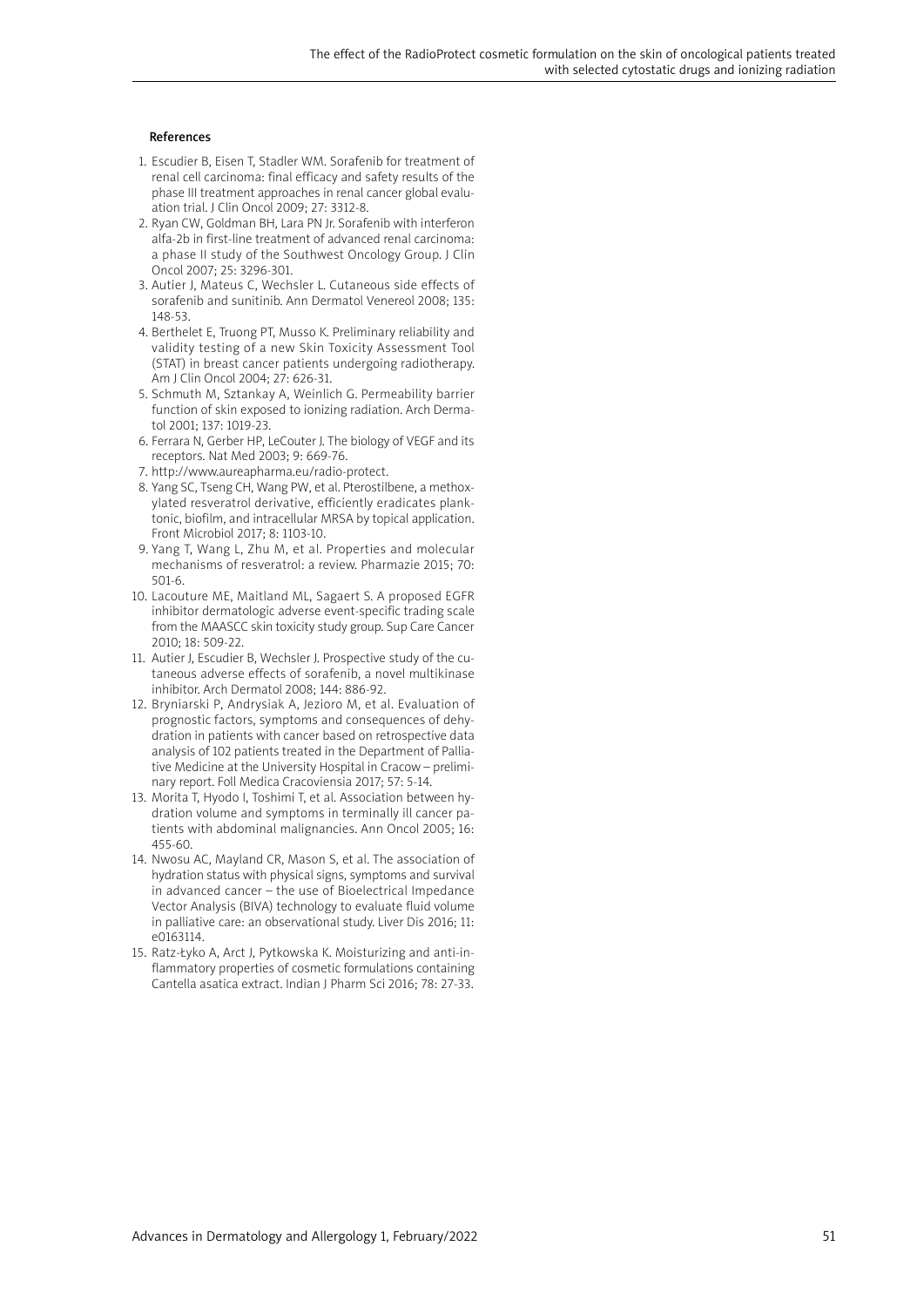#### References

1. Escudier B, Eisen T, Stadler WM. Sorafenib for treatment of renal cell carcinoma: final efficacy and safety results of the phase III treatment approaches in renal cancer global evaluation trial. J Clin Oncol 2009; 27: 3312-8.
2. Ryan CW, Goldman BH, Lara PN Jr. Sorafenib with interferon alfa-2b in first-line treatment of advanced renal carcinoma: a phase II study of the Southwest Oncology Group. J Clin Oncol 2007; 25: 3296-301.
3. Autier J, Mateus C, Wechsler L. Cutaneous side effects of sorafenib and sunitinib. Ann Dermatol Venereol 2008; 135: 148-53.
4. Berthelet E, Truong PT, Musso K. Preliminary reliability and validity testing of a new Skin Toxicity Assessment Tool (STAT) in breast cancer patients undergoing radiotherapy. Am J Clin Oncol 2004; 27: 626-31.
5. Schmuth M, Sztankay A, Weinlich G. Permeability barrier function of skin exposed to ionizing radiation. Arch Dermatol 2001; 137: 1019-23.
6. Ferrara N, Gerber HP, LeCouter J. The biology of VEGF and its receptors. Nat Med 2003; 9: 669-76.
7. http://www.aureapharma.eu/radio-protect.
8. Yang SC, Tseng CH, Wang PW, et al. Pterostilbene, a methoxylated resveratrol derivative, efficiently eradicates planktonic, biofilm, and intracellular MRSA by topical application. Front Microbiol 2017; 8: 1103-10.
9. Yang T, Wang L, Zhu M, et al. Properties and molecular mechanisms of resveratrol: a review. Pharmazie 2015; 70: 501-6.
10. Lacouture ME, Maitland ML, Sagaert S. A proposed EGFR inhibitor dermatologic adverse event-specific trading scale from the MAASCC skin toxicity study group. Sup Care Cancer 2010; 18: 509-22.
11. Autier J, Escudier B, Wechsler J. Prospective study of the cutaneous adverse effects of sorafenib, a novel multikinase inhibitor. Arch Dermatol 2008; 144: 886-92.
12. Bryniarski P, Andrysiak A, Jezioro M, et al. Evaluation of prognostic factors, symptoms and consequences of dehydration in patients with cancer based on retrospective data analysis of 102 patients treated in the Department of Palliative Medicine at the University Hospital in Cracow – preliminary report. Foll Medica Cracoviensia 2017; 57: 5-14.
13. Morita T, Hyodo I, Toshimi T, et al. Association between hydration volume and symptoms in terminally ill cancer patients with abdominal malignancies. Ann Oncol 2005; 16: 455-60.
14. Nwosu AC, Mayland CR, Mason S, et al. The association of hydration status with physical signs, symptoms and survival in advanced cancer – the use of Bioelectrical Impedance Vector Analysis (BIVA) technology to evaluate fluid volume in palliative care: an observational study. Liver Dis 2016; 11: e0163114.
15. Ratz-Łyko A, Arct J, Pytkowska K. Moisturizing and anti-inflammatory properties of cosmetic formulations containing Cantella asatica extract. Indian J Pharm Sci 2016; 78: 27-33.